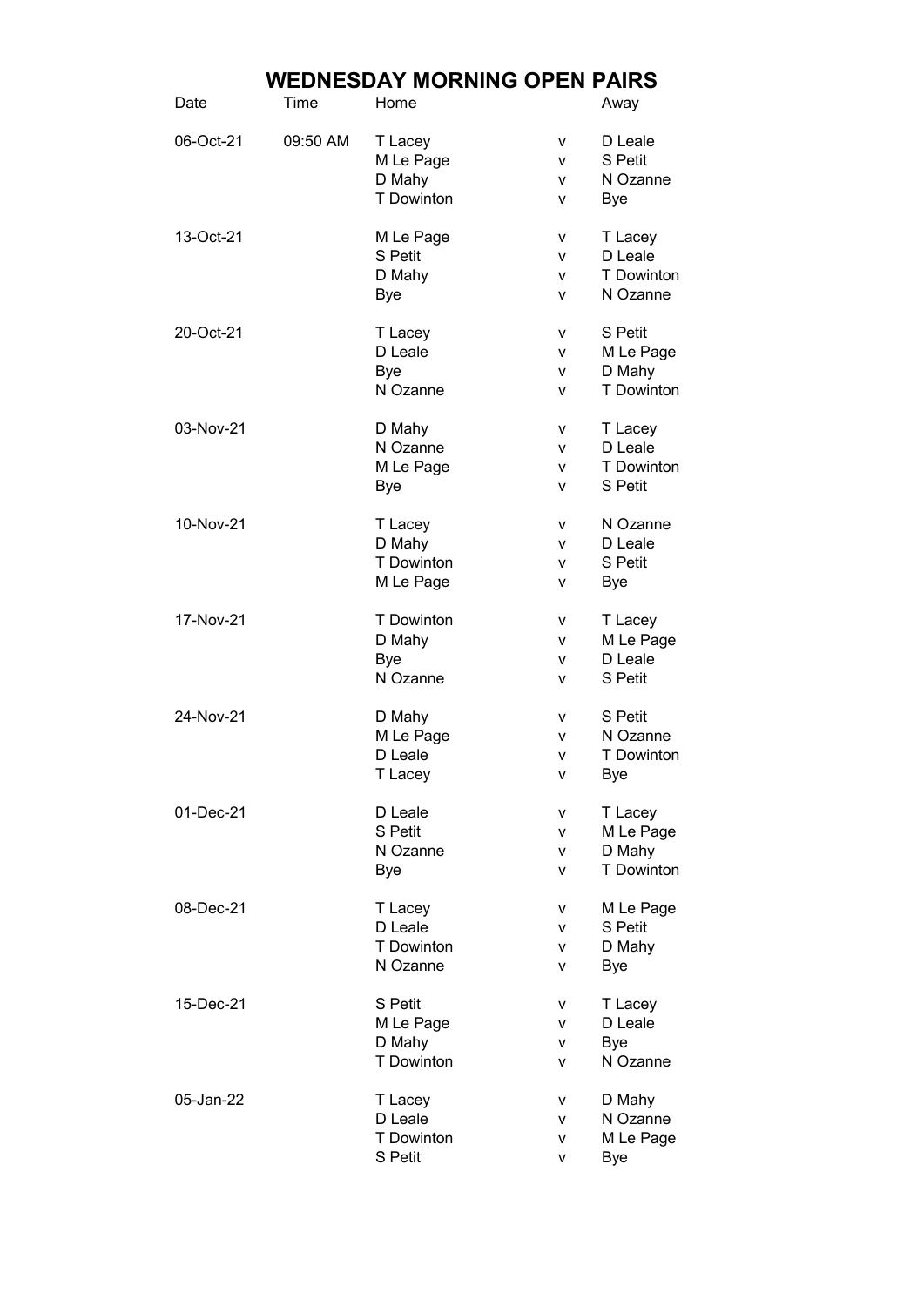# WEDNESDAY MORNING OPEN PAIRS

| Date | Time | Home | | Away |
|---|---|---|---|---|
| 06-Oct-21 | 09:50 AM | T Lacey | v | D Leale |
| | | M Le Page | v | S Petit |
| | | D Mahy | v | N Ozanne |
| | | T Dowinton | v | Bye |
| 13-Oct-21 | | M Le Page | v | T Lacey |
| | | S Petit | v | D Leale |
| | | D Mahy | v | T Dowinton |
| | | Bye | v | N Ozanne |
| 20-Oct-21 | | T Lacey | v | S Petit |
| | | D Leale | v | M Le Page |
| | | Bye | v | D Mahy |
| | | N Ozanne | v | T Dowinton |
| 03-Nov-21 | | D Mahy | v | T Lacey |
| | | N Ozanne | v | D Leale |
| | | M Le Page | v | T Dowinton |
| | | Bye | v | S Petit |
| 10-Nov-21 | | T Lacey | v | N Ozanne |
| | | D Mahy | v | D Leale |
| | | T Dowinton | v | S Petit |
| | | M Le Page | v | Bye |
| 17-Nov-21 | | T Dowinton | v | T Lacey |
| | | D Mahy | v | M Le Page |
| | | Bye | v | D Leale |
| | | N Ozanne | v | S Petit |
| 24-Nov-21 | | D Mahy | v | S Petit |
| | | M Le Page | v | N Ozanne |
| | | D Leale | v | T Dowinton |
| | | T Lacey | v | Bye |
| 01-Dec-21 | | D Leale | v | T Lacey |
| | | S Petit | v | M Le Page |
| | | N Ozanne | v | D Mahy |
| | | Bye | v | T Dowinton |
| 08-Dec-21 | | T Lacey | v | M Le Page |
| | | D Leale | v | S Petit |
| | | T Dowinton | v | D Mahy |
| | | N Ozanne | v | Bye |
| 15-Dec-21 | | S Petit | v | T Lacey |
| | | M Le Page | v | D Leale |
| | | D Mahy | v | Bye |
| | | T Dowinton | v | N Ozanne |
| 05-Jan-22 | | T Lacey | v | D Mahy |
| | | D Leale | v | N Ozanne |
| | | T Dowinton | v | M Le Page |
| | | S Petit | v | Bye |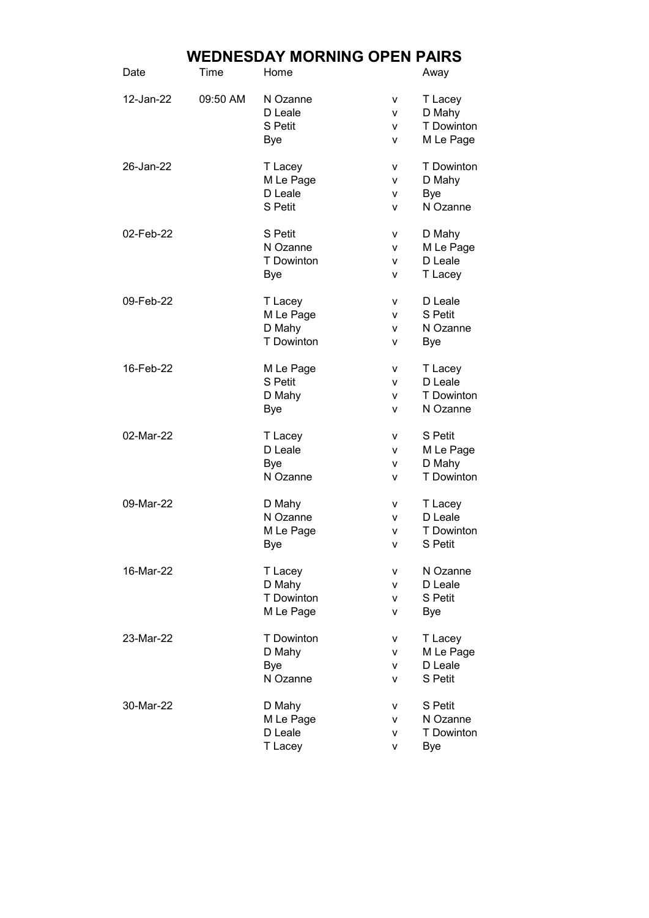# WEDNESDAY MORNING OPEN PAIRS

| Date | Time | Home | | Away |
|---|---|---|---|---|
| 12-Jan-22 | 09:50 AM | N Ozanne | v | T Lacey |
| | | D Leale | v | D Mahy |
| | | S Petit | v | T Dowinton |
| | | Bye | v | M Le Page |
| 26-Jan-22 | | T Lacey | v | T Dowinton |
| | | M Le Page | v | D Mahy |
| | | D Leale | v | Bye |
| | | S Petit | v | N Ozanne |
| 02-Feb-22 | | S Petit | v | D Mahy |
| | | N Ozanne | v | M Le Page |
| | | T Dowinton | v | D Leale |
| | | Bye | v | T Lacey |
| 09-Feb-22 | | T Lacey | v | D Leale |
| | | M Le Page | v | S Petit |
| | | D Mahy | v | N Ozanne |
| | | T Dowinton | v | Bye |
| 16-Feb-22 | | M Le Page | v | T Lacey |
| | | S Petit | v | D Leale |
| | | D Mahy | v | T Dowinton |
| | | Bye | v | N Ozanne |
| 02-Mar-22 | | T Lacey | v | S Petit |
| | | D Leale | v | M Le Page |
| | | Bye | v | D Mahy |
| | | N Ozanne | v | T Dowinton |
| 09-Mar-22 | | D Mahy | v | T Lacey |
| | | N Ozanne | v | D Leale |
| | | M Le Page | v | T Dowinton |
| | | Bye | v | S Petit |
| 16-Mar-22 | | T Lacey | v | N Ozanne |
| | | D Mahy | v | D Leale |
| | | T Dowinton | v | S Petit |
| | | M Le Page | v | Bye |
| 23-Mar-22 | | T Dowinton | v | T Lacey |
| | | D Mahy | v | M Le Page |
| | | Bye | v | D Leale |
| | | N Ozanne | v | S Petit |
| 30-Mar-22 | | D Mahy | v | S Petit |
| | | M Le Page | v | N Ozanne |
| | | D Leale | v | T Dowinton |
| | | T Lacey | v | Bye |